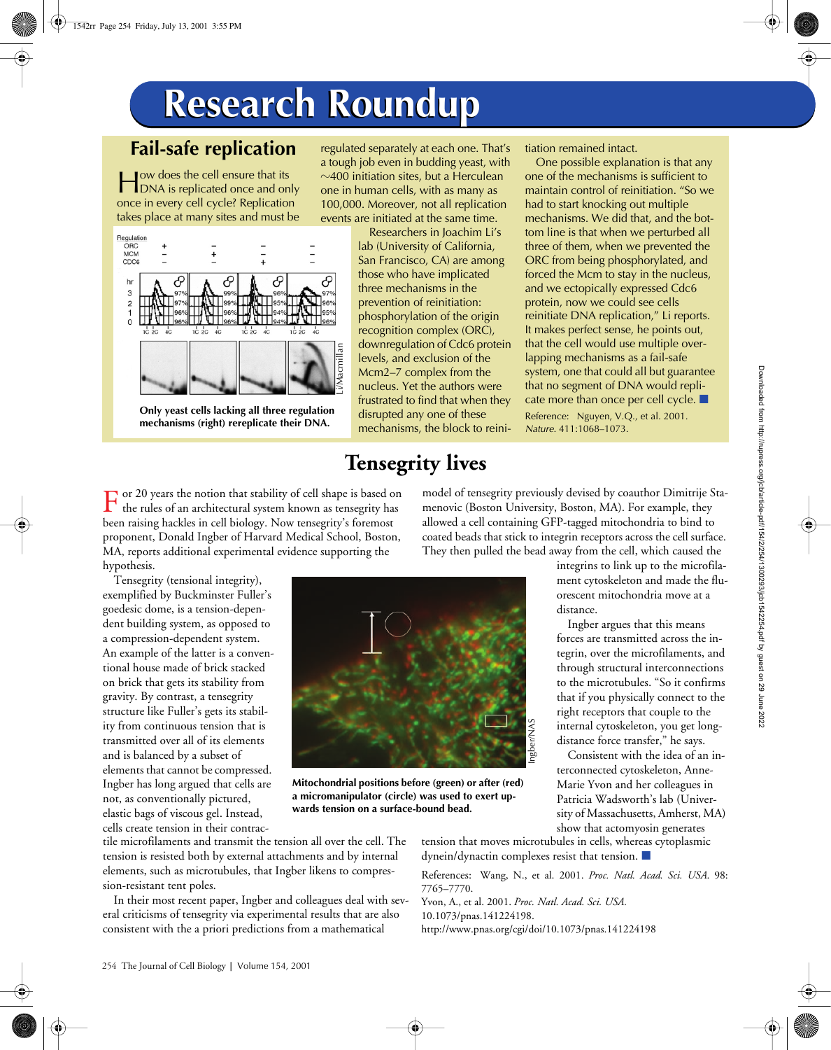# Research Roundup

## Fail-safe replication

How does the cell ensure that its DNA is replicated once and only once in every cell cycle? Replication takes place at many sites and must be regulated separately at each one. That's a tough job even in budding yeast, with ~400 initiation sites, but a Herculean one in human cells, with as many as 100,000. Moreover, not all replication events are initiated at the same time.

Researchers in Joachim Li's lab (University of California, San Francisco, CA) are among those who have implicated three mechanisms in the prevention of reinitiation: phosphorylation of the origin recognition complex (ORC), downregulation of Cdc6 protein levels, and exclusion of the Mcm2–7 complex from the nucleus. Yet the authors were frustrated to find that when they disrupted any one of these mechanisms, the block to reinitiation remained intact.

One possible explanation is that any one of the mechanisms is sufficient to maintain control of reinitiation. "So we had to start knocking out multiple mechanisms. We did that, and the bottom line is that when we perturbed all three of them, when we prevented the ORC from being phosphorylated, and forced the Mcm to stay in the nucleus, and we ectopically expressed Cdc6 protein, now we could see cells reinitiate DNA replication," Li reports. It makes perfect sense, he points out, that the cell would use multiple overlapping mechanisms as a fail-safe system, one that could all but guarantee that no segment of DNA would replicate more than once per cell cycle. ■

**Only yeast cells lacking all three regulation mechanisms (right) rereplicate their DNA.**

Reference: Nguyen, V.Q., et al. 2001. *Nature.* 411:1068–1073.

## Tensegrity lives

For 20 years the notion that stability of cell shape is based on the rules of an architectural system known as tensegrity has been raising hackles in cell biology. Now tensegrity's foremost proponent, Donald Ingber of Harvard Medical School, Boston, MA, reports additional experimental evidence supporting the hypothesis.

Tensegrity (tensional integrity), exemplified by Buckminster Fuller's goedesic dome, is a tension-dependent building system, as opposed to a compression-dependent system. An example of the latter is a conventional house made of brick stacked on brick that gets its stability from gravity. By contrast, a tensegrity structure like Fuller's gets its stability from continuous tension that is transmitted over all of its elements and is balanced by a subset of elements that cannot be compressed. Ingber has long argued that cells are not, as conventionally pictured, elastic bags of viscous gel. Instead, cells create tension in their contractile microfilaments and transmit the tension all over the cell. The tension is resisted both by external attachments and by internal elements, such as microtubules, that Ingber likens to compression-resistant tent poles.

In their most recent paper, Ingber and colleagues deal with several criticisms of tensegrity via experimental results that are also consistent with the a priori predictions from a mathematical model of tensegrity previously devised by coauthor Dimitrije Stamenovic (Boston University, Boston, MA). For example, they allowed a cell containing GFP-tagged mitochondria to bind to coated beads that stick to integrin receptors across the cell surface. They then pulled the bead away from the cell, which caused the integrins to link up to the microfilament cytoskeleton and made the fluorescent mitochondria move at a distance.

**Mitochondrial positions before (green) or after (red) a micromanipulator (circle) was used to exert upwards tension on a surface-bound bead.**

Ingber argues that this means forces are transmitted across the integrin, over the microfilaments, and through structural interconnections to the microtubules. "So it confirms that if you physically connect to the right receptors that couple to the internal cytoskeleton, you get long-distance force transfer," he says.

Consistent with the idea of an interconnected cytoskeleton, Anne-Marie Yvon and her colleagues in Patricia Wadsworth's lab (University of Massachusetts, Amherst, MA) show that actomyosin generates tension that moves microtubules in cells, whereas cytoplasmic dynein/dynactin complexes resist that tension. ■

References: Wang, N., et al. 2001. *Proc. Natl. Acad. Sci. USA.* 98: 7765–7770.

Yvon, A., et al. 2001. *Proc. Natl. Acad. Sci. USA.* 10.1073/pnas.141224198. http://www.pnas.org/cgi/doi/10.1073/pnas.141224198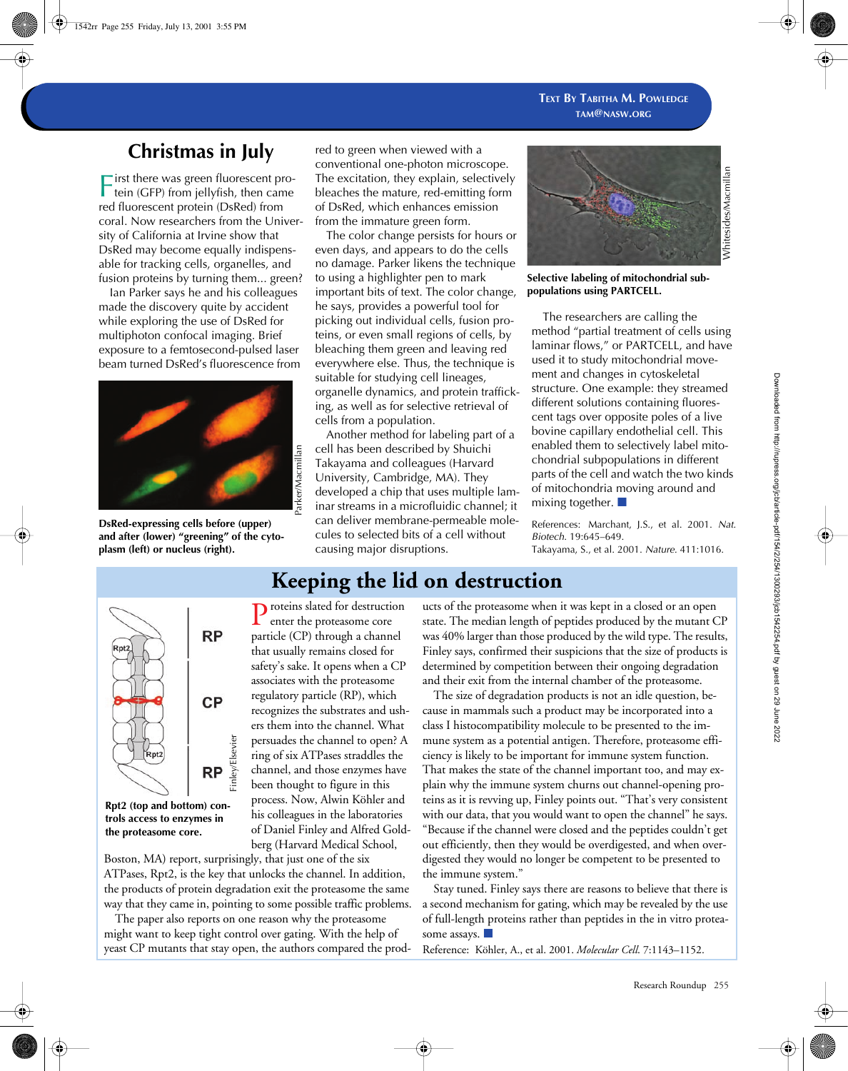## Christmas in July

First there was green fluorescent protein (GFP) from jellyfish, then came red fluorescent protein (DsRed) from coral. Now researchers from the University of California at Irvine show that DsRed may become equally indispensable for tracking cells, organelles, and fusion proteins by turning them... green?

Ian Parker says he and his colleagues made the discovery quite by accident while exploring the use of DsRed for multiphoton confocal imaging. Brief exposure to a femtosecond-pulsed laser beam turned DsRed's fluorescence from red to green when viewed with a conventional one-photon microscope. The excitation, they explain, selectively bleaches the mature, red-emitting form of DsRed, which enhances emission from the immature green form.

Parker/Macmillan

**DsRed-expressing cells before (upper) and after (lower) "greening" of the cytoplasm (left) or nucleus (right).**

The color change persists for hours or even days, and appears to do the cells no damage. Parker likens the technique to using a highlighter pen to mark important bits of text. The color change, he says, provides a powerful tool for picking out individual cells, fusion proteins, or even small regions of cells, by bleaching them green and leaving red everywhere else. Thus, the technique is suitable for studying cell lineages, organelle dynamics, and protein trafficking, as well as for selective retrieval of cells from a population.

Another method for labeling part of a cell has been described by Shuichi Takayama and colleagues (Harvard University, Cambridge, MA). They developed a chip that uses multiple laminar streams in a microfluidic channel; it can deliver membrane-permeable molecules to selected bits of a cell without causing major disruptions.

Whitesides/Macmillan

**Selective labeling of mitochondrial subpopulations using PARTCELL.**

The researchers are calling the method "partial treatment of cells using laminar flows," or PARTCELL, and have used it to study mitochondrial movement and changes in cytoskeletal structure. One example: they streamed different solutions containing fluorescent tags over opposite poles of a live bovine capillary endothelial cell. This enabled them to selectively label mitochondrial subpopulations in different parts of the cell and watch the two kinds of mitochondria moving around and mixing together. ■

References: Marchant, J.S., et al. 2001. *Nat. Biotech.* 19:645–649.
Takayama, S., et al. 2001. *Nature.* 411:1016.

## Keeping the lid on destruction

Rpt2

RP

CP

Rpt2

RP

Finley/Elsevier

**Rpt2 (top and bottom) controls access to enzymes in the proteasome core.**

Proteins slated for destruction enter the proteasome core particle (CP) through a channel that usually remains closed for safety's sake. It opens when a CP associates with the proteasome regulatory particle (RP), which recognizes the substrates and ushers them into the channel. What persuades the channel to open? A ring of six ATPases straddles the channel, and those enzymes have been thought to figure in this process. Now, Alwin Köhler and his colleagues in the laboratories of Daniel Finley and Alfred Goldberg (Harvard Medical School, Boston, MA) report, surprisingly, that just one of the six ATPases, Rpt2, is the key that unlocks the channel. In addition, the products of protein degradation exit the proteasome the same way that they came in, pointing to some possible traffic problems.

The paper also reports on one reason why the proteasome might want to keep tight control over gating. With the help of yeast CP mutants that stay open, the authors compared the products of the proteasome when it was kept in a closed or an open state. The median length of peptides produced by the mutant CP was 40% larger than those produced by the wild type. The results, Finley says, confirmed their suspicions that the size of products is determined by competition between their ongoing degradation and their exit from the internal chamber of the proteasome.

The size of degradation products is not an idle question, because in mammals such a product may be incorporated into a class I histocompatibility molecule to be presented to the immune system as a potential antigen. Therefore, proteasome efficiency is likely to be important for immune system function. That makes the state of the channel important too, and may explain why the immune system churns out channel-opening proteins as it is revving up, Finley points out. "That's very consistent with our data, that you would want to open the channel" he says. "Because if the channel were closed and the peptides couldn't get out efficiently, then they would be overdigested, and when overdigested they would no longer be competent to be presented to the immune system."

Stay tuned. Finley says there are reasons to believe that there is a second mechanism for gating, which may be revealed by the use of full-length proteins rather than peptides in the in vitro proteasome assays. ■

Reference: Köhler, A., et al. 2001. *Molecular Cell.* 7:1143–1152.